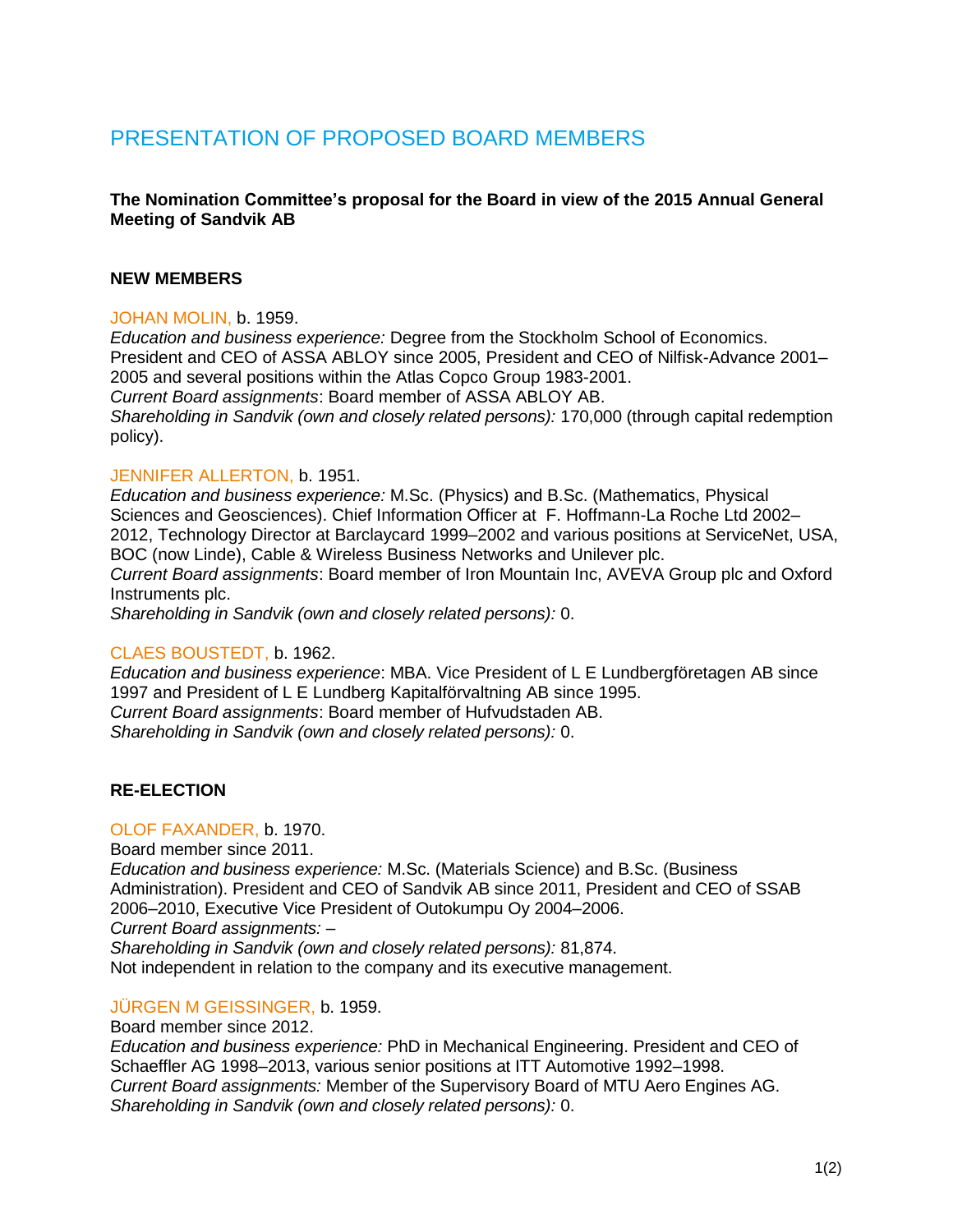# PRESENTATION OF PROPOSED BOARD MEMBERS

**The Nomination Committee's proposal for the Board in view of the 2015 Annual General Meeting of Sandvik AB**

## NEW MEMBERS

JOHAN MOLIN, b. 1959.
*Education and business experience:* Degree from the Stockholm School of Economics. President and CEO of ASSA ABLOY since 2005, President and CEO of Nilfisk-Advance 2001–2005 and several positions within the Atlas Copco Group 1983-2001.
*Current Board assignments*: Board member of ASSA ABLOY AB.
*Shareholding in Sandvik (own and closely related persons):* 170,000 (through capital redemption policy).

JENNIFER ALLERTON, b. 1951.
*Education and business experience:* M.Sc. (Physics) and B.Sc. (Mathematics, Physical Sciences and Geosciences). Chief Information Officer at F. Hoffmann-La Roche Ltd 2002–2012, Technology Director at Barclaycard 1999–2002 and various positions at ServiceNet, USA, BOC (now Linde), Cable & Wireless Business Networks and Unilever plc.
*Current Board assignments*: Board member of Iron Mountain Inc, AVEVA Group plc and Oxford Instruments plc.
*Shareholding in Sandvik (own and closely related persons):* 0.

CLAES BOUSTEDT, b. 1962.
*Education and business experience*: MBA. Vice President of L E Lundbergföretagen AB since 1997 and President of L E Lundberg Kapitalförvaltning AB since 1995.
*Current Board assignments*: Board member of Hufvudstaden AB.
*Shareholding in Sandvik (own and closely related persons):* 0.

## RE-ELECTION

OLOF FAXANDER, b. 1970.
Board member since 2011.
*Education and business experience:* M.Sc. (Materials Science) and B.Sc. (Business Administration). President and CEO of Sandvik AB since 2011, President and CEO of SSAB 2006–2010, Executive Vice President of Outokumpu Oy 2004–2006.
*Current Board assignments:* –
*Shareholding in Sandvik (own and closely related persons):* 81,874.
Not independent in relation to the company and its executive management.

JÜRGEN M GEISSINGER, b. 1959.
Board member since 2012.
*Education and business experience:* PhD in Mechanical Engineering. President and CEO of Schaeffler AG 1998–2013, various senior positions at ITT Automotive 1992–1998.
*Current Board assignments:* Member of the Supervisory Board of MTU Aero Engines AG.
*Shareholding in Sandvik (own and closely related persons):* 0.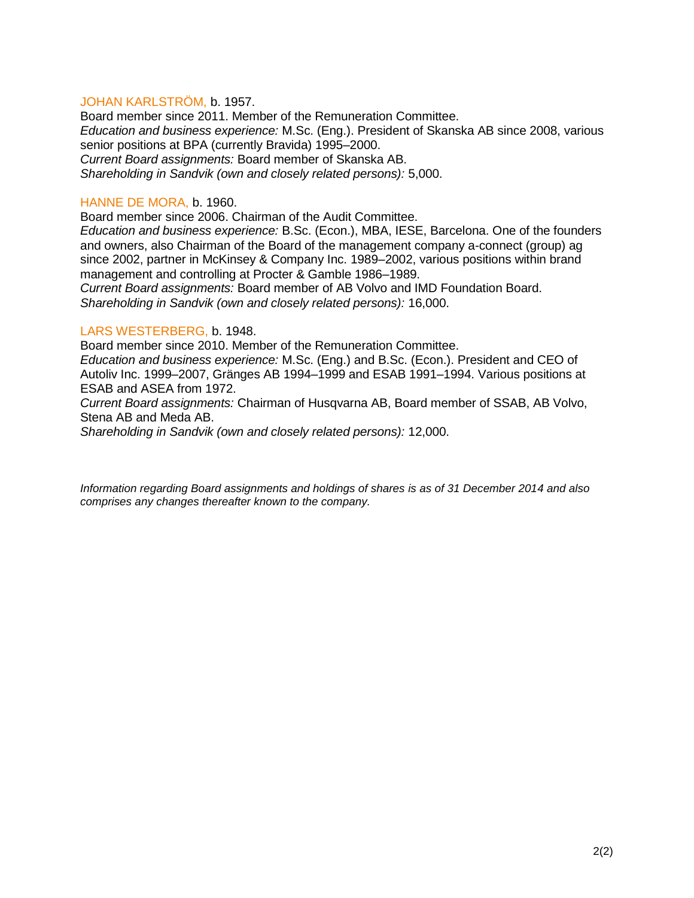JOHAN KARLSTRÖM, b. 1957.
Board member since 2011. Member of the Remuneration Committee.
*Education and business experience:* M.Sc. (Eng.). President of Skanska AB since 2008, various senior positions at BPA (currently Bravida) 1995–2000.
*Current Board assignments:* Board member of Skanska AB.
*Shareholding in Sandvik (own and closely related persons):* 5,000.

HANNE DE MORA, b. 1960.
Board member since 2006. Chairman of the Audit Committee.
*Education and business experience:* B.Sc. (Econ.), MBA, IESE, Barcelona. One of the founders and owners, also Chairman of the Board of the management company a-connect (group) ag since 2002, partner in McKinsey & Company Inc. 1989–2002, various positions within brand management and controlling at Procter & Gamble 1986–1989.
*Current Board assignments:* Board member of AB Volvo and IMD Foundation Board.
*Shareholding in Sandvik (own and closely related persons):* 16,000.

LARS WESTERBERG, b. 1948.
Board member since 2010. Member of the Remuneration Committee.
*Education and business experience:* M.Sc. (Eng.) and B.Sc. (Econ.). President and CEO of Autoliv Inc. 1999–2007, Gränges AB 1994–1999 and ESAB 1991–1994. Various positions at ESAB and ASEA from 1972.
*Current Board assignments:* Chairman of Husqvarna AB, Board member of SSAB, AB Volvo, Stena AB and Meda AB.
*Shareholding in Sandvik (own and closely related persons):* 12,000.

*Information regarding Board assignments and holdings of shares is as of 31 December 2014 and also comprises any changes thereafter known to the company.*